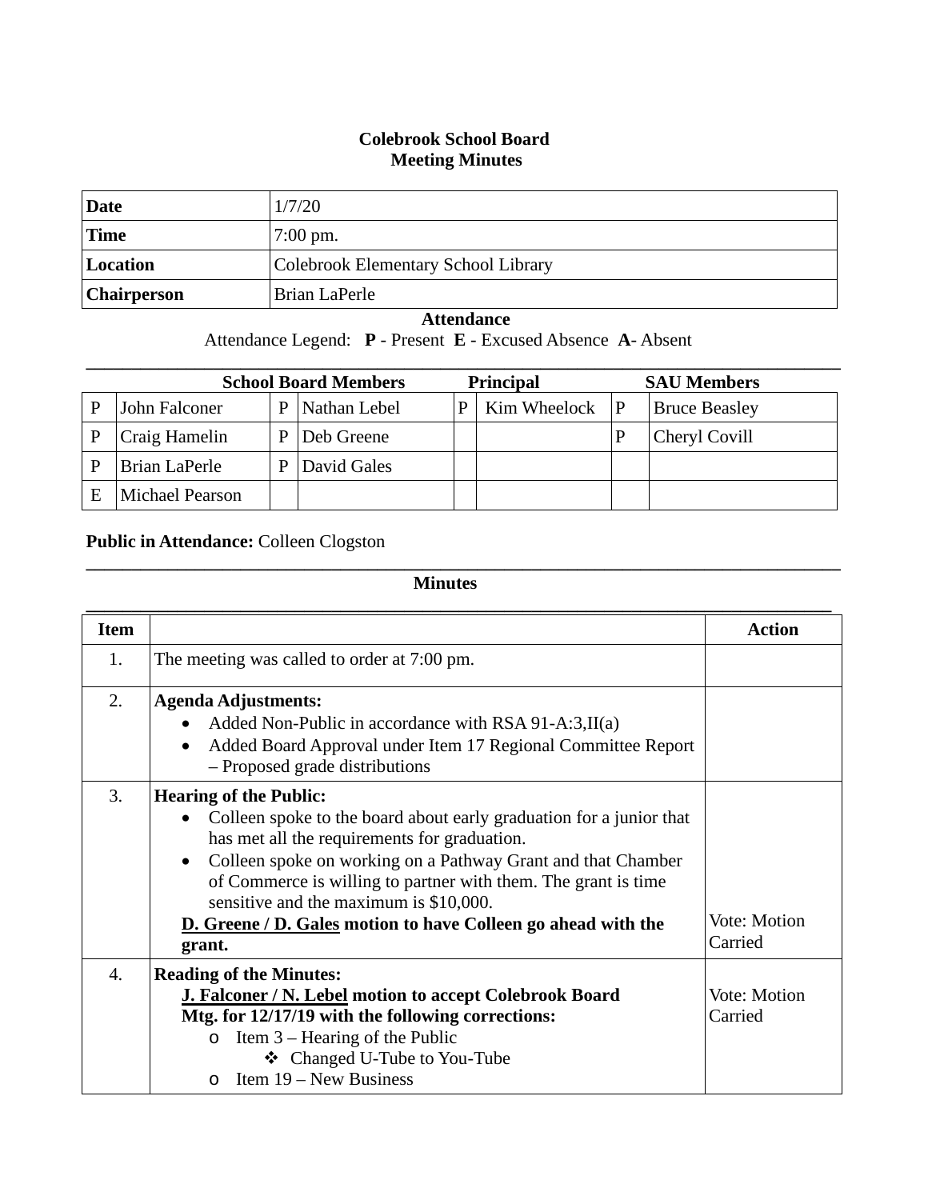**Colebrook School Board**
**Meeting Minutes**

| **Date** | 1/7/20 |
|---|---|
| **Time** | 7:00 pm. |
| **Location** | Colebrook Elementary School Library |
| **Chairperson** | Brian LaPerle |

**Attendance**

Attendance Legend: **P** - Present **E** - Excused Absence **A**- Absent

| | **School Board Members** | | | | **Principal** | | **SAU Members** |
|---|---|---|---|---|---|---|---|
| P | John Falconer | P | Nathan Lebel | P | Kim Wheelock | P | Bruce Beasley |
| P | Craig Hamelin | P | Deb Greene | | | P | Cheryl Covill |
| P | Brian LaPerle | P | David Gales | | | | |
| E | Michael Pearson | | | | | | |

**Public in Attendance:** Colleen Clogston

**Minutes**

| **Item** | | **Action** |
|---|---|---|
| 1. | The meeting was called to order at 7:00 pm. | |
| 2. | **Agenda Adjustments:**<br>• Added Non-Public in accordance with RSA 91-A:3,II(a)<br>• Added Board Approval under Item 17 Regional Committee Report – Proposed grade distributions | |
| 3. | **Hearing of the Public:**<br>• Colleen spoke to the board about early graduation for a junior that has met all the requirements for graduation.<br>• Colleen spoke on working on a Pathway Grant and that Chamber of Commerce is willing to partner with them. The grant is time sensitive and the maximum is $10,000.<br>**D. Greene / D. Gales motion to have Colleen go ahead with the grant.** | Vote: Motion Carried |
| 4. | **Reading of the Minutes:**<br>**J. Falconer / N. Lebel motion to accept Colebrook Board Mtg. for 12/17/19 with the following corrections:**<br>o Item 3 – Hearing of the Public<br>❖ Changed U-Tube to You-Tube<br>o Item 19 – New Business | Vote: Motion Carried |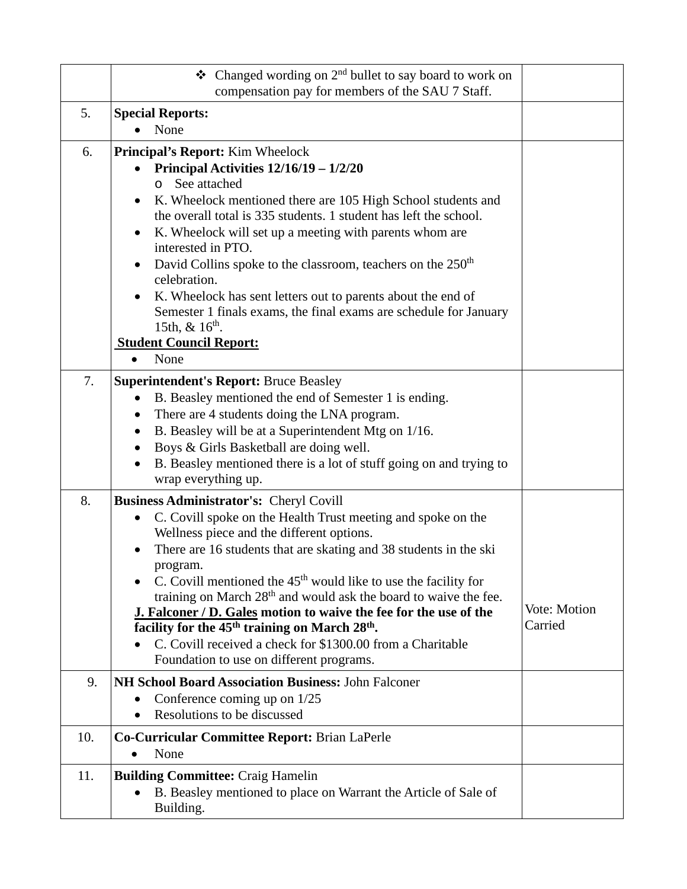| | | |
|---|---|---|
| | ❖ Changed wording on 2nd bullet to say board to work on compensation pay for members of the SAU 7 Staff. | |
| 5. | **Special Reports:**<br>• None | |
| 6. | **Principal's Report:** Kim Wheelock<br>• **Principal Activities 12/16/19 – 1/2/20**<br>  o See attached<br>• K. Wheelock mentioned there are 105 High School students and the overall total is 335 students. 1 student has left the school.<br>• K. Wheelock will set up a meeting with parents whom are interested in PTO.<br>• David Collins spoke to the classroom, teachers on the 250th celebration.<br>• K. Wheelock has sent letters out to parents about the end of Semester 1 finals exams, the final exams are schedule for January 15th, & 16th.<br>**<u>Student Council Report:</u>**<br>• None | |
| 7. | **Superintendent's Report:** Bruce Beasley<br>• B. Beasley mentioned the end of Semester 1 is ending.<br>• There are 4 students doing the LNA program.<br>• B. Beasley will be at a Superintendent Mtg on 1/16.<br>• Boys & Girls Basketball are doing well.<br>• B. Beasley mentioned there is a lot of stuff going on and trying to wrap everything up. | |
| 8. | **Business Administrator's:** Cheryl Covill<br>• C. Covill spoke on the Health Trust meeting and spoke on the Wellness piece and the different options.<br>• There are 16 students that are skating and 38 students in the ski program.<br>• C. Covill mentioned the 45th would like to use the facility for training on March 28th and would ask the board to waive the fee.<br>**<u>J. Falconer / D. Gales</u> motion to waive the fee for the use of the facility for the 45th training on March 28th.**<br>• C. Covill received a check for $1300.00 from a Charitable Foundation to use on different programs. | Vote: Motion Carried |
| 9. | **NH School Board Association Business:** John Falconer<br>• Conference coming up on 1/25<br>• Resolutions to be discussed | |
| 10. | **Co-Curricular Committee Report:** Brian LaPerle<br>• None | |
| 11. | **Building Committee:** Craig Hamelin<br>• B. Beasley mentioned to place on Warrant the Article of Sale of Building. | |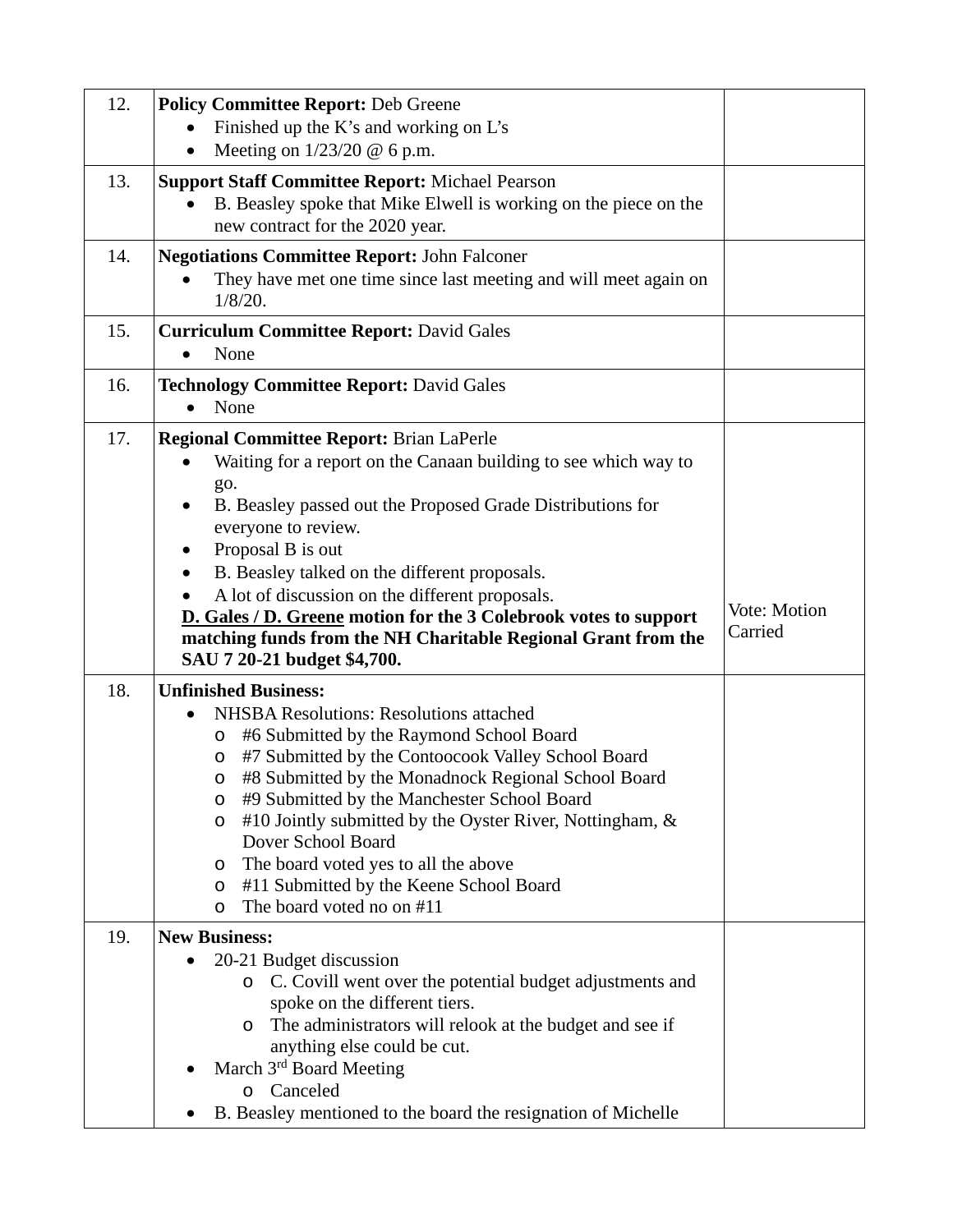| | | |
|---|---|---|
| 12. | **Policy Committee Report:** Deb Greene<br>• Finished up the K's and working on L's<br>• Meeting on 1/23/20 @ 6 p.m. | |
| 13. | **Support Staff Committee Report:** Michael Pearson<br>• B. Beasley spoke that Mike Elwell is working on the piece on the new contract for the 2020 year. | |
| 14. | **Negotiations Committee Report:** John Falconer<br>• They have met one time since last meeting and will meet again on 1/8/20. | |
| 15. | **Curriculum Committee Report:** David Gales<br>• None | |
| 16. | **Technology Committee Report:** David Gales<br>• None | |
| 17. | **Regional Committee Report:** Brian LaPerle<br>• Waiting for a report on the Canaan building to see which way to go.<br>• B. Beasley passed out the Proposed Grade Distributions for everyone to review.<br>• Proposal B is out<br>• B. Beasley talked on the different proposals.<br>• A lot of discussion on the different proposals.<br>**<u>D. Gales / D. Greene</u> motion for the 3 Colebrook votes to support matching funds from the NH Charitable Regional Grant from the SAU 7 20-21 budget $4,700.** | Vote: Motion Carried |
| 18. | **Unfinished Business:**<br>• NHSBA Resolutions: Resolutions attached<br>  o #6 Submitted by the Raymond School Board<br>  o #7 Submitted by the Contoocook Valley School Board<br>  o #8 Submitted by the Monadnock Regional School Board<br>  o #9 Submitted by the Manchester School Board<br>  o #10 Jointly submitted by the Oyster River, Nottingham, & Dover School Board<br>  o The board voted yes to all the above<br>  o #11 Submitted by the Keene School Board<br>  o The board voted no on #11 | |
| 19. | **New Business:**<br>• 20-21 Budget discussion<br>  o C. Covill went over the potential budget adjustments and spoke on the different tiers.<br>  o The administrators will relook at the budget and see if anything else could be cut.<br>• March 3rd Board Meeting<br>  o Canceled<br>• B. Beasley mentioned to the board the resignation of Michelle | |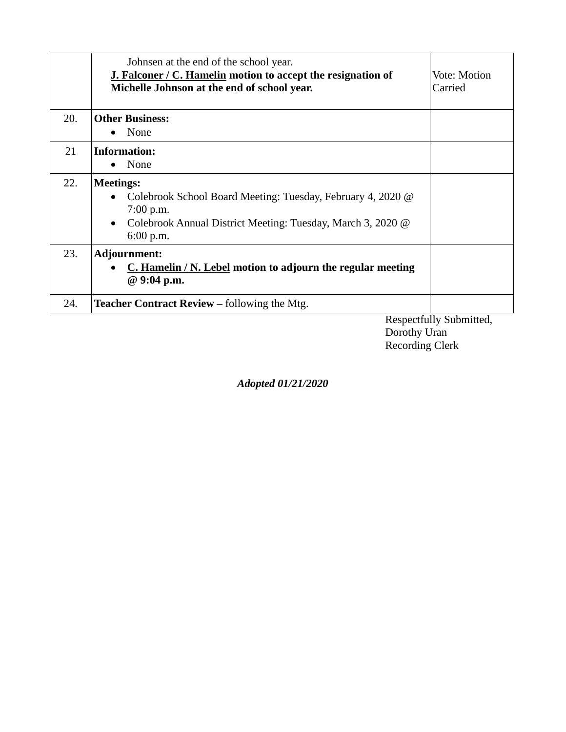| | | |
|---|---|---|
| | Johnsen at the end of the school year.<br>**<u>J. Falconer / C. Hamelin</u> motion to accept the resignation of Michelle Johnson at the end of school year.** | Vote: Motion Carried |
| 20. | **Other Business:**<br>• None | |
| 21 | **Information:**<br>• None | |
| 22. | **Meetings:**<br>• Colebrook School Board Meeting: Tuesday, February 4, 2020 @ 7:00 p.m.<br>• Colebrook Annual District Meeting: Tuesday, March 3, 2020 @ 6:00 p.m. | |
| 23. | **Adjournment:**<br>• **<u>C. Hamelin / N. Lebel</u> motion to adjourn the regular meeting @ 9:04 p.m.** | |
| 24. | **Teacher Contract Review –** following the Mtg. | |

Respectfully Submitted,
Dorothy Uran
Recording Clerk

***Adopted 01/21/2020***